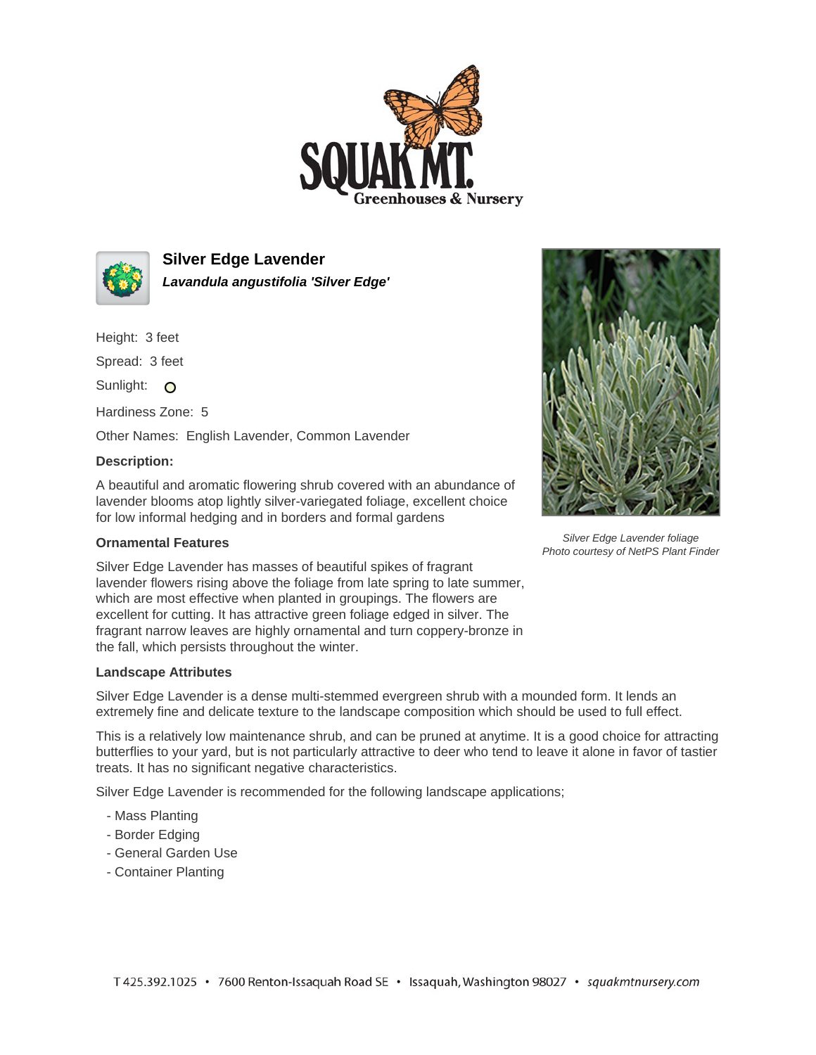# Silver Edge Lavender

***Lavandula angustifolia 'Silver Edge'***

Height: 3 feet

Spread: 3 feet

Sunlight:

Hardiness Zone: 5

Other Names: English Lavender, Common Lavender

**Description:**

A beautiful and aromatic flowering shrub covered with an abundance of lavender blooms atop lightly silver-variegated foliage, excellent choice for low informal hedging and in borders and formal gardens

*Silver Edge Lavender foliage*
*Photo courtesy of NetPS Plant Finder*

### Ornamental Features

Silver Edge Lavender has masses of beautiful spikes of fragrant lavender flowers rising above the foliage from late spring to late summer, which are most effective when planted in groupings. The flowers are excellent for cutting. It has attractive green foliage edged in silver. The fragrant narrow leaves are highly ornamental and turn coppery-bronze in the fall, which persists throughout the winter.

### Landscape Attributes

Silver Edge Lavender is a dense multi-stemmed evergreen shrub with a mounded form. It lends an extremely fine and delicate texture to the landscape composition which should be used to full effect.

This is a relatively low maintenance shrub, and can be pruned at anytime. It is a good choice for attracting butterflies to your yard, but is not particularly attractive to deer who tend to leave it alone in favor of tastier treats. It has no significant negative characteristics.

Silver Edge Lavender is recommended for the following landscape applications;

- Mass Planting
- Border Edging
- General Garden Use
- Container Planting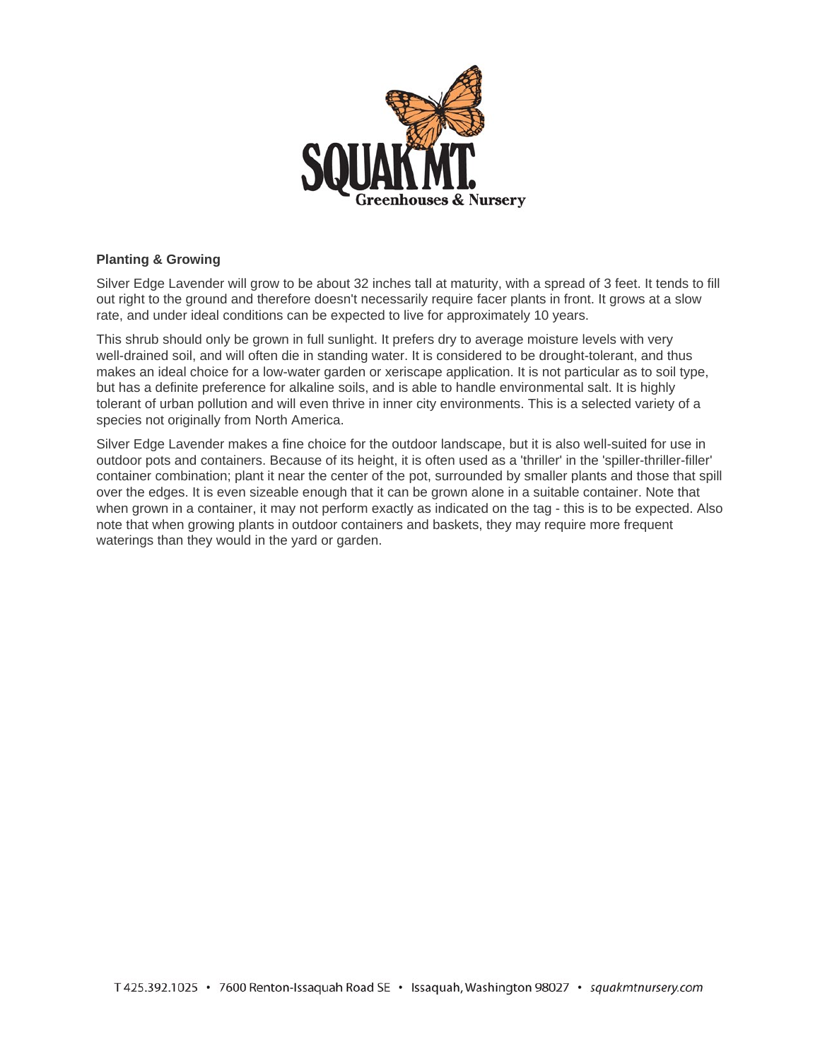**Planting & Growing**

Silver Edge Lavender will grow to be about 32 inches tall at maturity, with a spread of 3 feet. It tends to fill out right to the ground and therefore doesn't necessarily require facer plants in front. It grows at a slow rate, and under ideal conditions can be expected to live for approximately 10 years.

This shrub should only be grown in full sunlight. It prefers dry to average moisture levels with very well-drained soil, and will often die in standing water. It is considered to be drought-tolerant, and thus makes an ideal choice for a low-water garden or xeriscape application. It is not particular as to soil type, but has a definite preference for alkaline soils, and is able to handle environmental salt. It is highly tolerant of urban pollution and will even thrive in inner city environments. This is a selected variety of a species not originally from North America.

Silver Edge Lavender makes a fine choice for the outdoor landscape, but it is also well-suited for use in outdoor pots and containers. Because of its height, it is often used as a 'thriller' in the 'spiller-thriller-filler' container combination; plant it near the center of the pot, surrounded by smaller plants and those that spill over the edges. It is even sizeable enough that it can be grown alone in a suitable container. Note that when grown in a container, it may not perform exactly as indicated on the tag - this is to be expected. Also note that when growing plants in outdoor containers and baskets, they may require more frequent waterings than they would in the yard or garden.